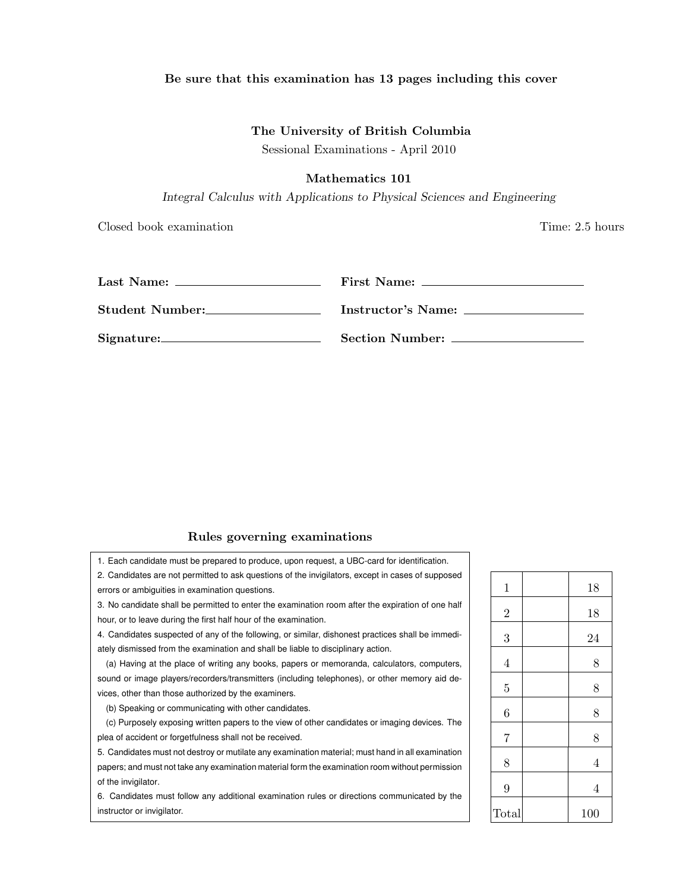**Be sure that this examination has 13 pages including this cover**

**The University of British Columbia**

Sessional Examinations - April 2010

**Mathematics 101**

*Integral Calculus with Applications to Physical Sciences and Engineering*

Closed book examination — Time: 2.5 hours

**Last Name:** ____________________ **First Name:** ____________________

**Student Number:** ____________________ **Instructor's Name:** ____________________

**Signature:** ____________________ **Section Number:** ____________________

### Rules governing examinations

1. Each candidate must be prepared to produce, upon request, a UBC-card for identification.
2. Candidates are not permitted to ask questions of the invigilators, except in cases of supposed errors or ambiguities in examination questions.
3. No candidate shall be permitted to enter the examination room after the expiration of one half hour, or to leave during the first half hour of the examination.
4. Candidates suspected of any of the following, or similar, dishonest practices shall be immediately dismissed from the examination and shall be liable to disciplinary action.
   (a) Having at the place of writing any books, papers or memoranda, calculators, computers, sound or image players/recorders/transmitters (including telephones), or other memory aid devices, other than those authorized by the examiners.
   (b) Speaking or communicating with other candidates.
   (c) Purposely exposing written papers to the view of other candidates or imaging devices. The plea of accident or forgetfulness shall not be received.
5. Candidates must not destroy or mutilate any examination material; must hand in all examination papers; and must not take any examination material form the examination room without permission of the invigilator.
6. Candidates must follow any additional examination rules or directions communicated by the instructor or invigilator.

| Question | Score | Max |
|---|---|---|
| 1 | | 18 |
| 2 | | 18 |
| 3 | | 24 |
| 4 | | 8 |
| 5 | | 8 |
| 6 | | 8 |
| 7 | | 8 |
| 8 | | 4 |
| 9 | | 4 |
| Total | | 100 |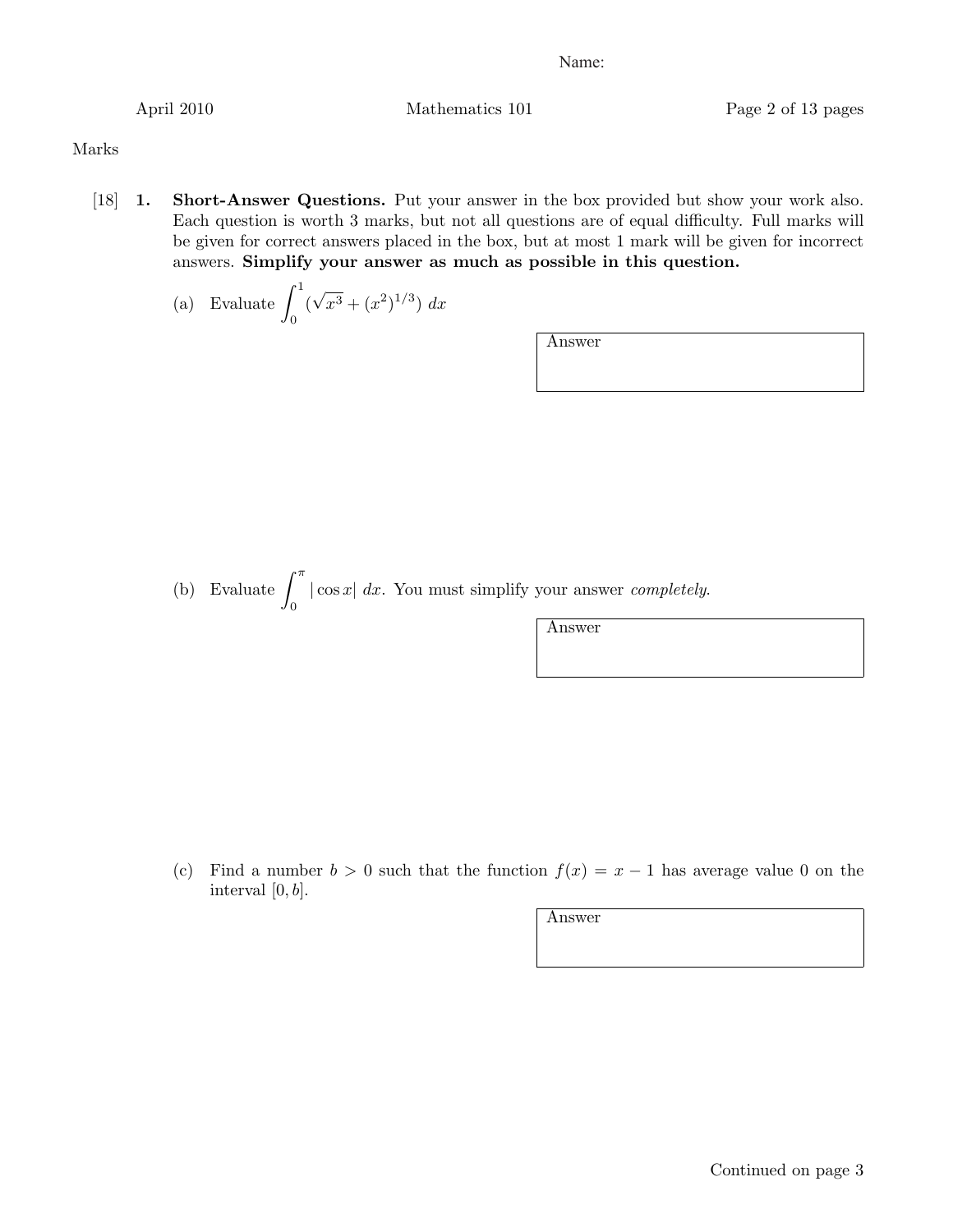Name:

Marks

[18] **1.** **Short-Answer Questions.** Put your answer in the box provided but show your work also. Each question is worth 3 marks, but not all questions are of equal difficulty. Full marks will be given for correct answers placed in the box, but at most 1 mark will be given for incorrect answers. **Simplify your answer as much as possible in this question.**

(a) Evaluate $\int_0^1 (\sqrt{x^3} + (x^2)^{1/3})\ dx$

Answer

(b) Evaluate $\int_0^\pi |\cos x|\ dx$. You must simplify your answer *completely*.

Answer

(c) Find a number $b > 0$ such that the function $f(x) = x - 1$ has average value 0 on the interval $[0, b]$.

Answer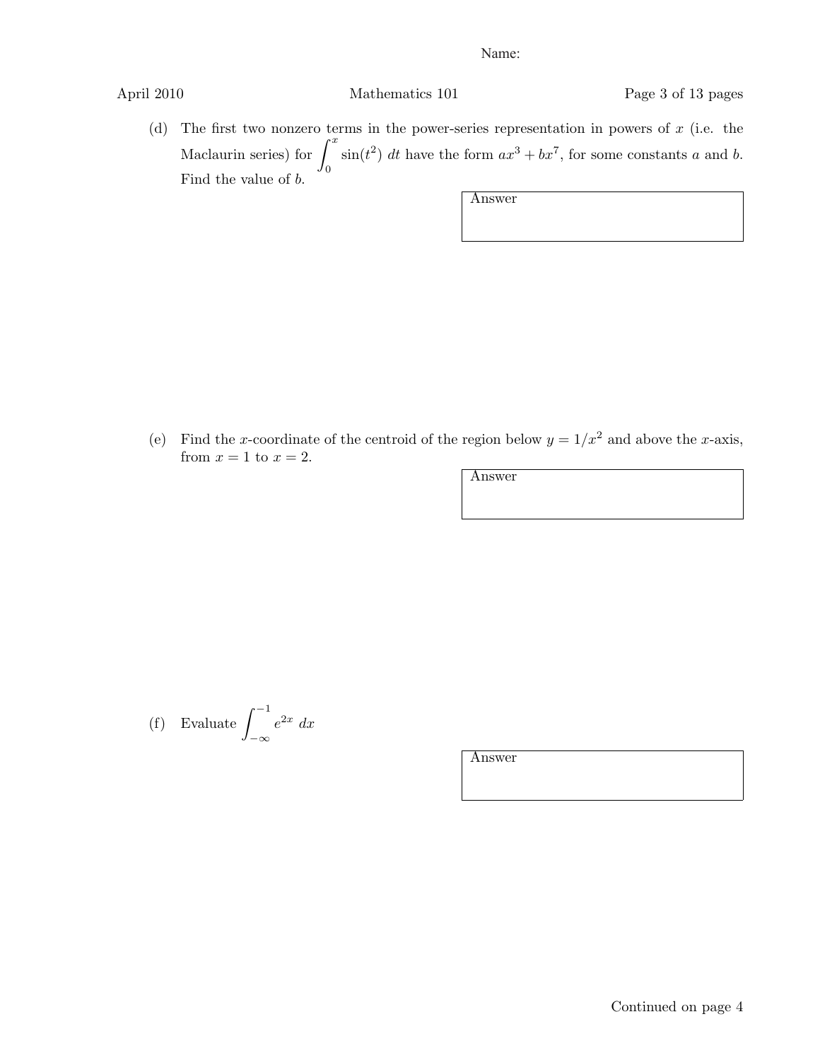Name:

(d) The first two nonzero terms in the power-series representation in powers of $x$ (i.e. the Maclaurin series) for $\int_0^x \sin(t^2)\, dt$ have the form $ax^3 + bx^7$, for some constants $a$ and $b$. Find the value of $b$.

Answer

(e) Find the $x$-coordinate of the centroid of the region below $y = 1/x^2$ and above the $x$-axis, from $x = 1$ to $x = 2$.

Answer

(f) Evaluate $\int_{-\infty}^{-1} e^{2x}\, dx$

Answer

Continued on page 4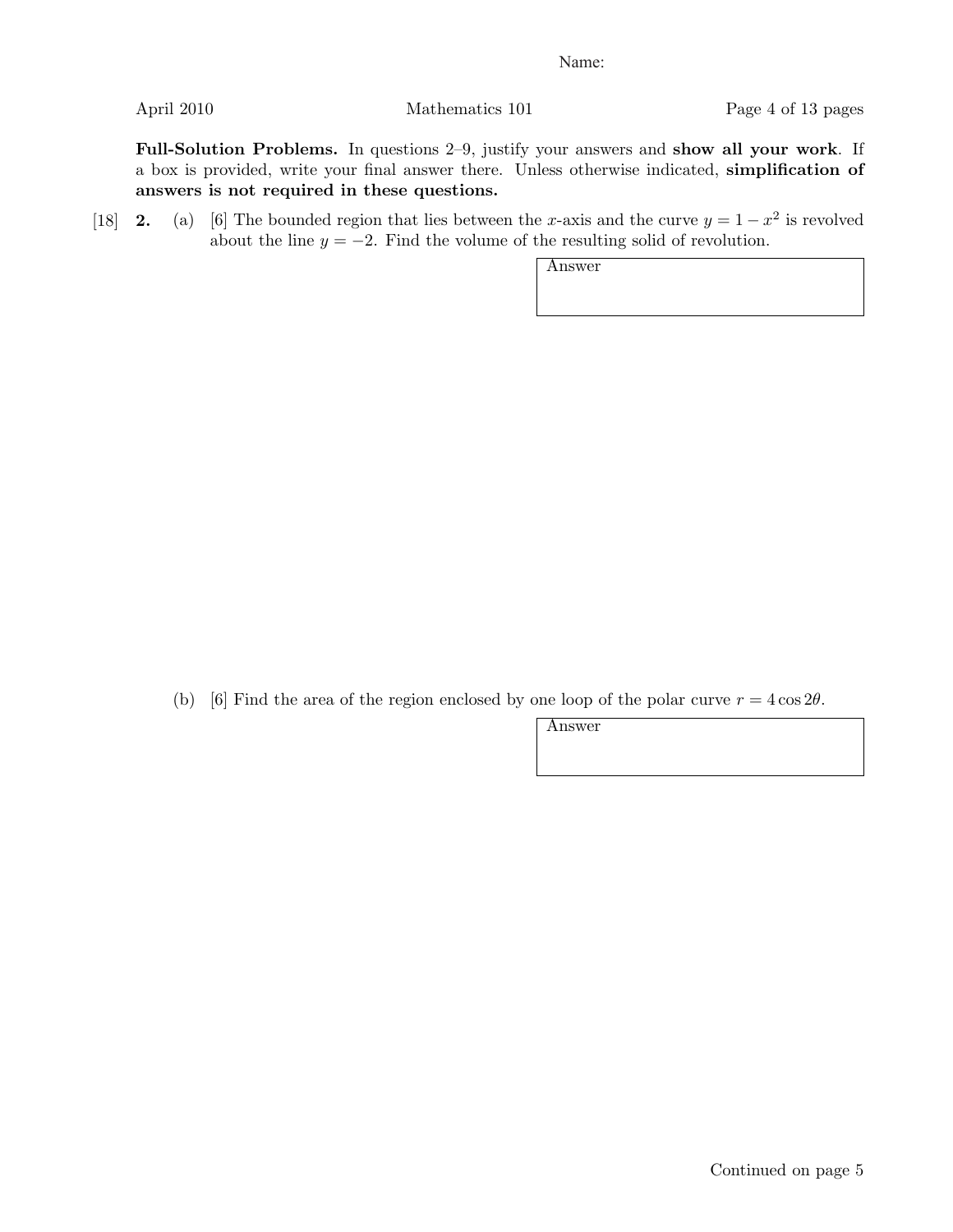Name:

**Full-Solution Problems.** In questions 2–9, justify your answers and **show all your work**. If a box is provided, write your final answer there. Unless otherwise indicated, **simplification of answers is not required in these questions.**

[18] **2.** (a) [6] The bounded region that lies between the $x$-axis and the curve $y = 1 - x^2$ is revolved about the line $y = -2$. Find the volume of the resulting solid of revolution.

| Answer |
| --- |
| |

(b) [6] Find the area of the region enclosed by one loop of the polar curve $r = 4\cos 2\theta$.

| Answer |
| --- |
| |

Continued on page 5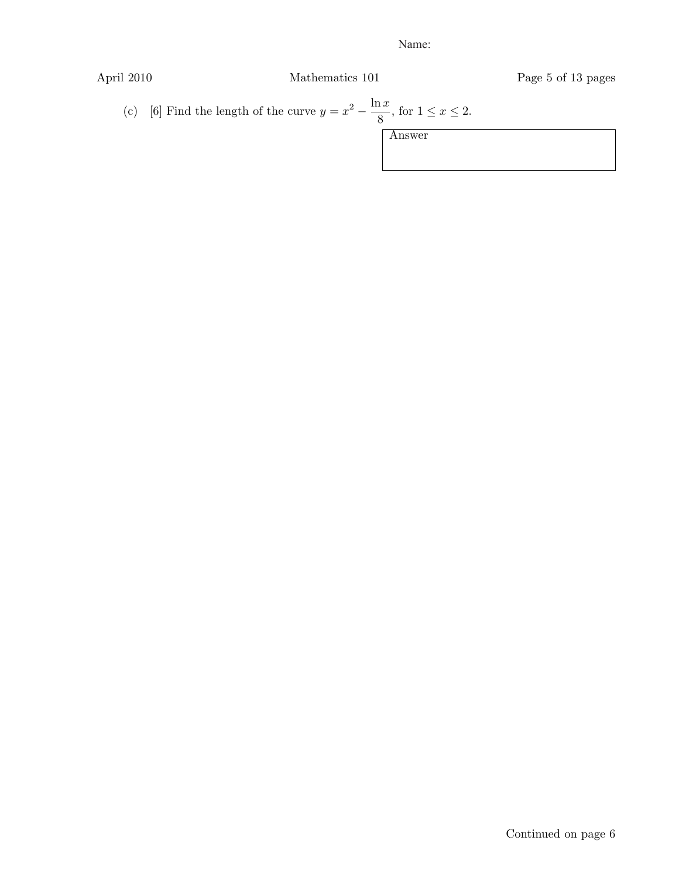(c) [6] Find the length of the curve $y = x^2 - \dfrac{\ln x}{8}$, for $1 \leq x \leq 2$.

Answer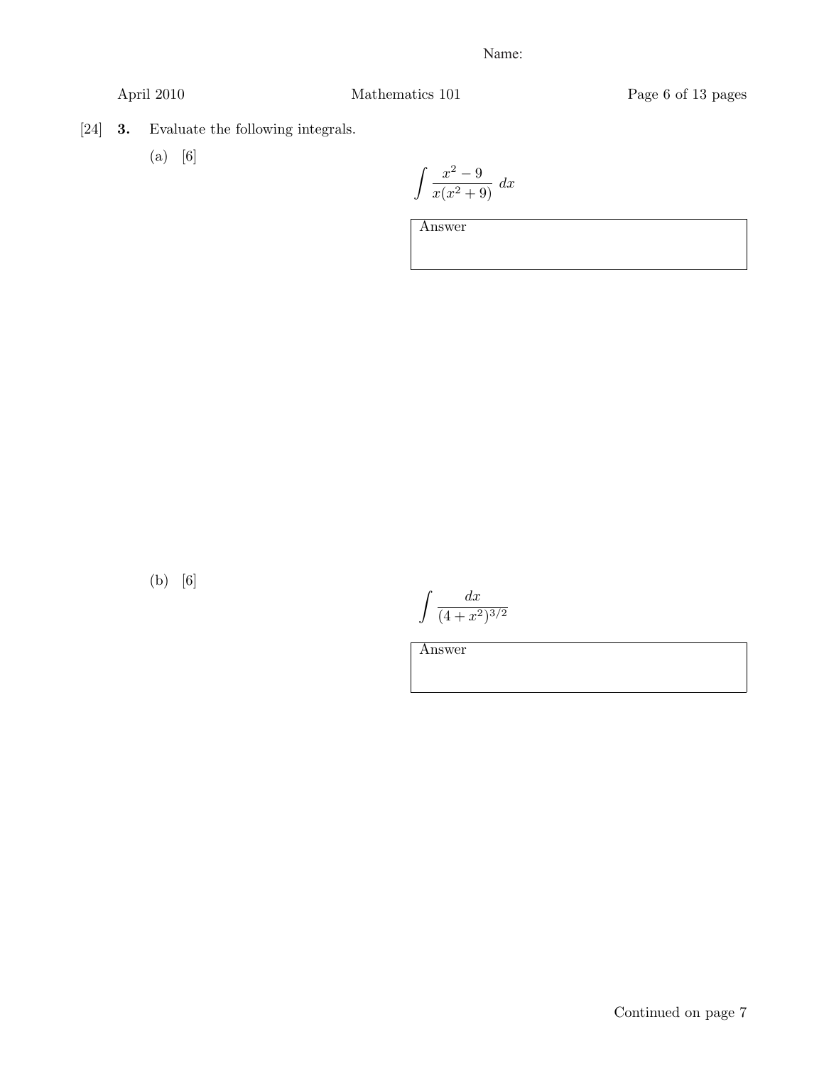Name:

[24] **3.** Evaluate the following integrals.

(a) [6]

$$\int \frac{x^2 - 9}{x(x^2 + 9)} \, dx$$

Answer

(b) [6]

$$\int \frac{dx}{(4 + x^2)^{3/2}}$$

Answer

Continued on page 7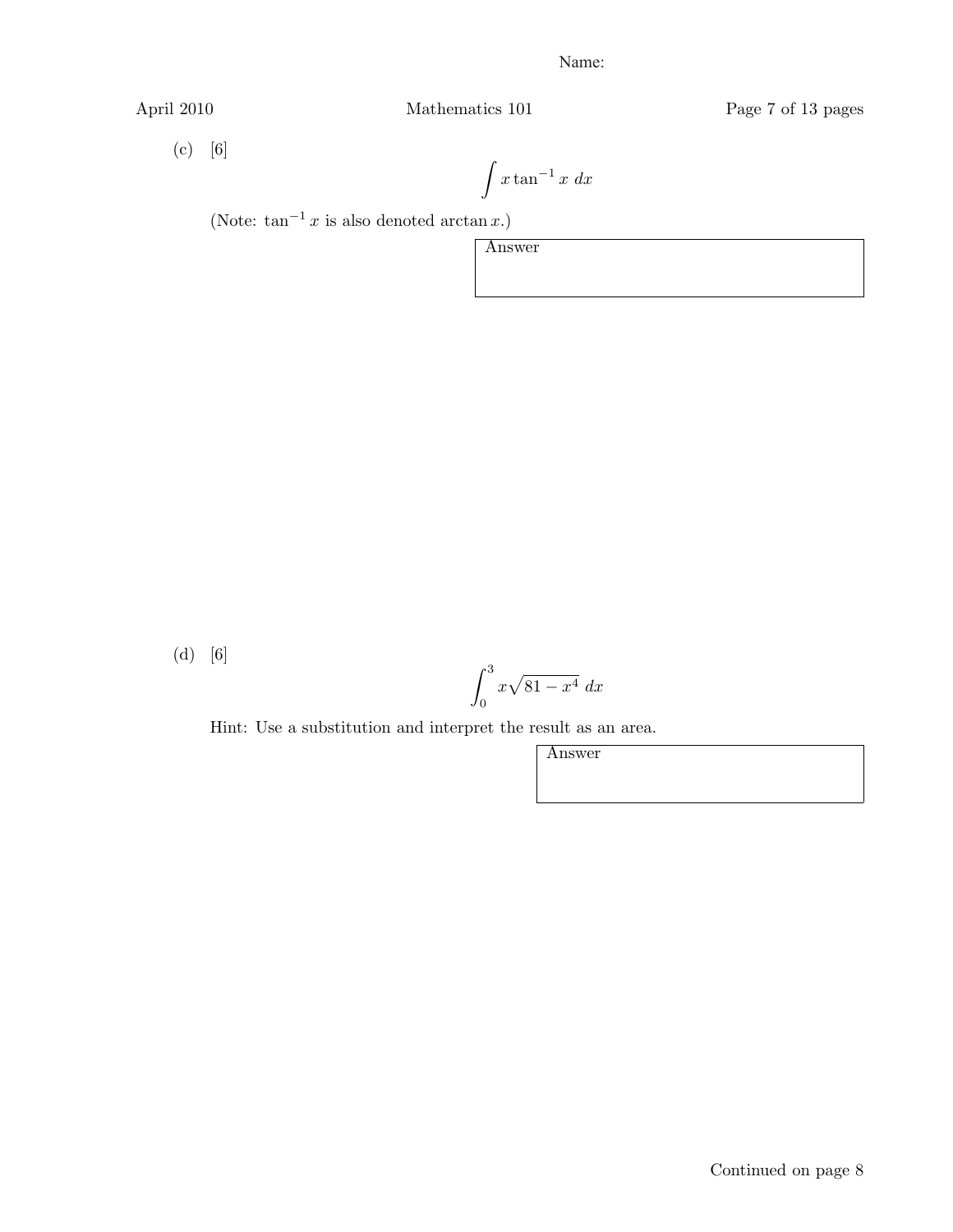(c) [6]

$$\int x \tan^{-1} x \; dx$$

(Note: $\tan^{-1} x$ is also denoted $\arctan x$.)

| Answer |
| --- |
| |

(d) [6]

$$\int_0^3 x\sqrt{81 - x^4} \; dx$$

Hint: Use a substitution and interpret the result as an area.

| Answer |
| --- |
| |

Continued on page 8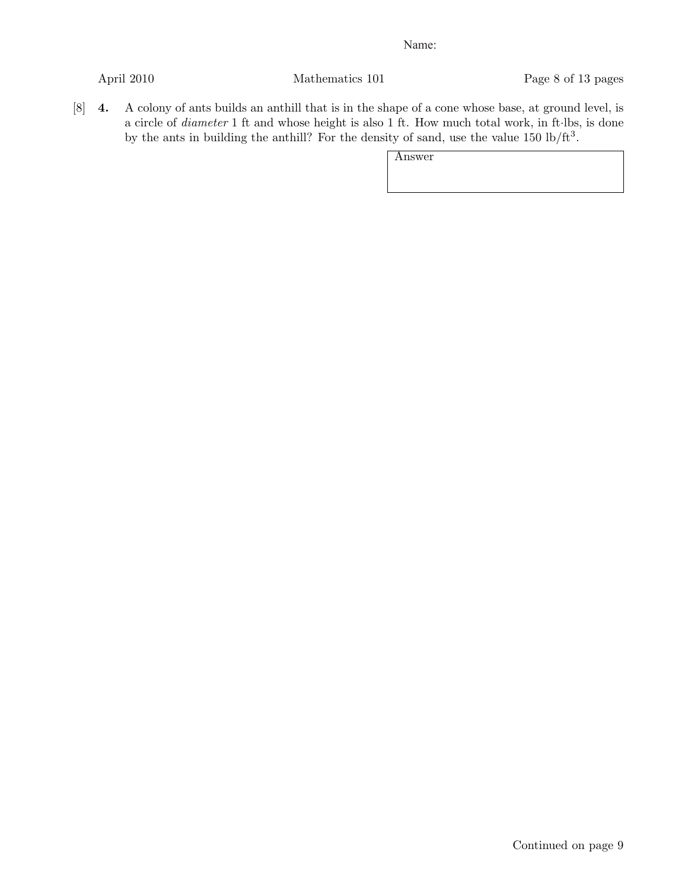Name:

[8] **4.** A colony of ants builds an anthill that is in the shape of a cone whose base, at ground level, is a circle of *diameter* 1 ft and whose height is also 1 ft. How much total work, in ft·lbs, is done by the ants in building the anthill? For the density of sand, use the value 150 lb/ft$^3$.

| Answer |
| --- |
| |

Continued on page 9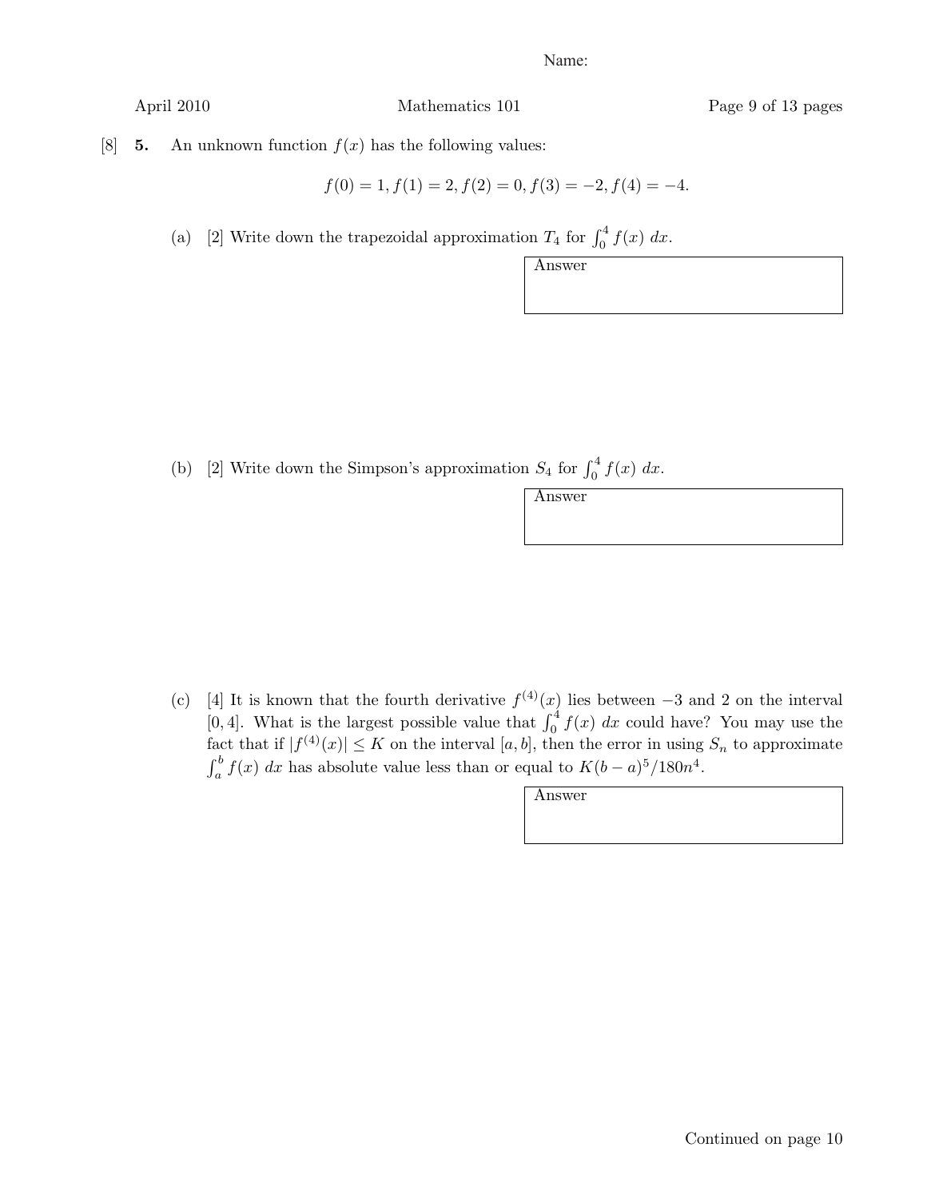Name:

[8] **5.** An unknown function $f(x)$ has the following values:

$$f(0) = 1, f(1) = 2, f(2) = 0, f(3) = -2, f(4) = -4.$$

(a) [2] Write down the trapezoidal approximation $T_4$ for $\int_0^4 f(x)\, dx$.

Answer

(b) [2] Write down the Simpson's approximation $S_4$ for $\int_0^4 f(x)\, dx$.

Answer

(c) [4] It is known that the fourth derivative $f^{(4)}(x)$ lies between $-3$ and 2 on the interval $[0, 4]$. What is the largest possible value that $\int_0^4 f(x)\, dx$ could have? You may use the fact that if $|f^{(4)}(x)| \leq K$ on the interval $[a, b]$, then the error in using $S_n$ to approximate $\int_a^b f(x)\, dx$ has absolute value less than or equal to $K(b-a)^5/180n^4$.

Answer

Continued on page 10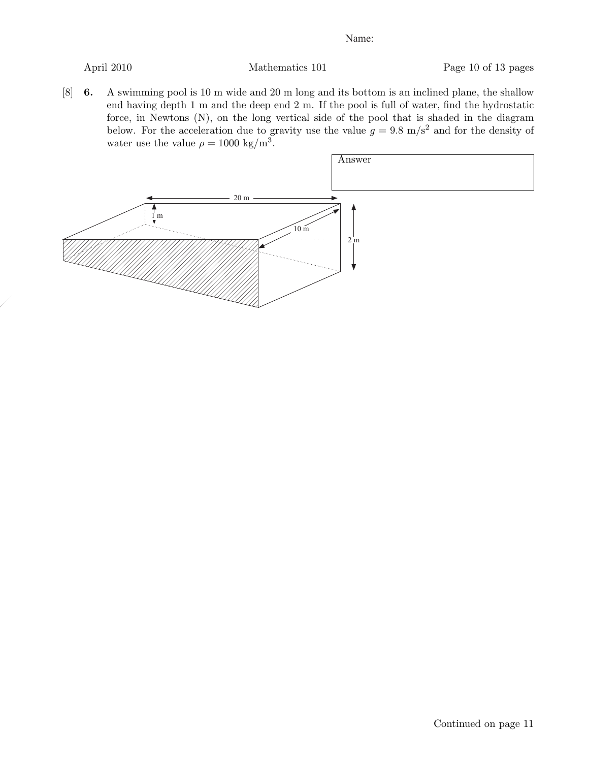Name:

[8] **6.** A swimming pool is 10 m wide and 20 m long and its bottom is an inclined plane, the shallow end having depth 1 m and the deep end 2 m. If the pool is full of water, find the hydrostatic force, in Newtons (N), on the long vertical side of the pool that is shaded in the diagram below. For the acceleration due to gravity use the value $g = 9.8 \text{ m/s}^2$ and for the density of water use the value $\rho = 1000 \text{ kg/m}^3$.

| Answer |
| --- |
| |

20 m

1 m

10 m

2 m

Continued on page 11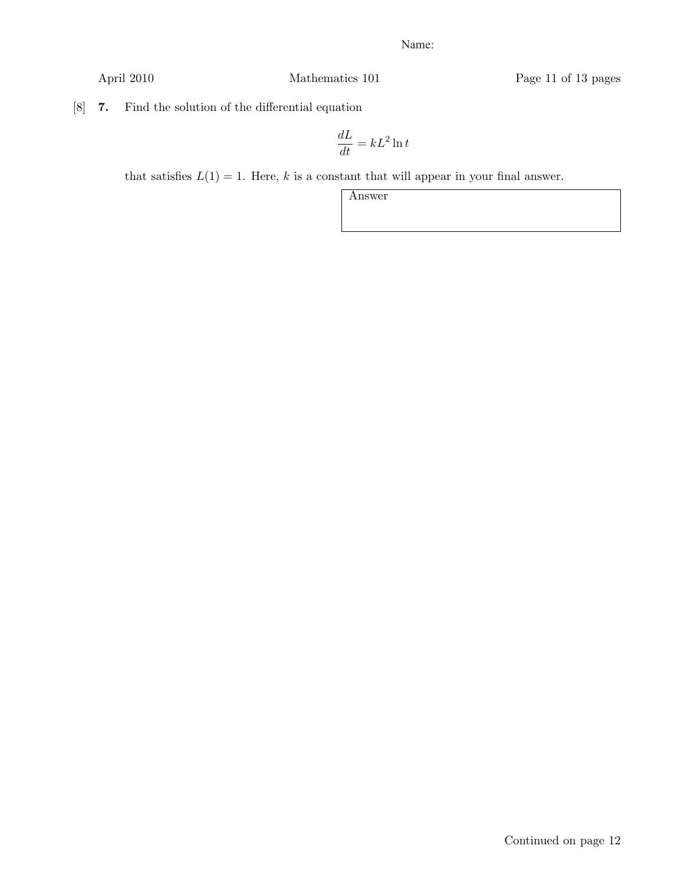Name:

[8] **7.** Find the solution of the differential equation

$$\frac{dL}{dt} = kL^2 \ln t$$

that satisfies $L(1) = 1$. Here, $k$ is a constant that will appear in your final answer.

| Answer |
|---|
| |

Continued on page 12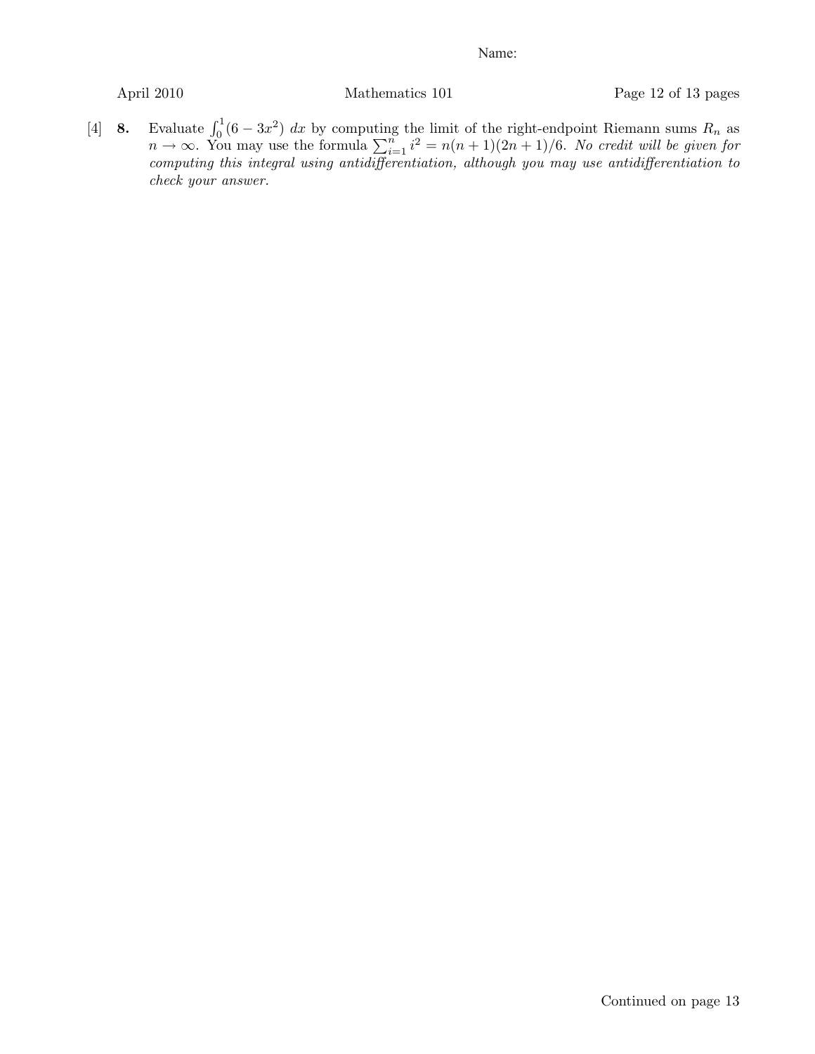[4] **8.** Evaluate $\int_0^1 (6 - 3x^2)\, dx$ by computing the limit of the right-endpoint Riemann sums $R_n$ as $n \to \infty$. You may use the formula $\sum_{i=1}^{n} i^2 = n(n+1)(2n+1)/6$. *No credit will be given for computing this integral using antidifferentiation, although you may use antidifferentiation to check your answer.*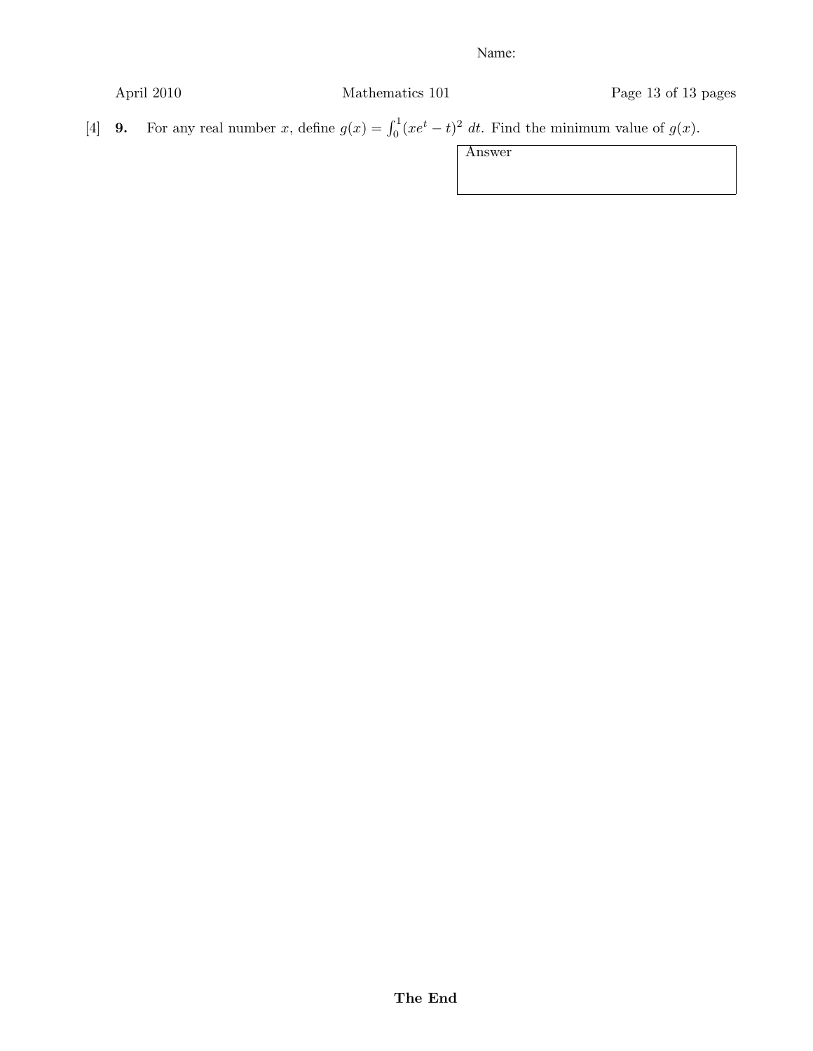Name:

[4] **9.** For any real number $x$, define $g(x) = \int_0^1 (xe^t - t)^2 \, dt$. Find the minimum value of $g(x)$.

| Answer |
| --- |
| |

**The End**